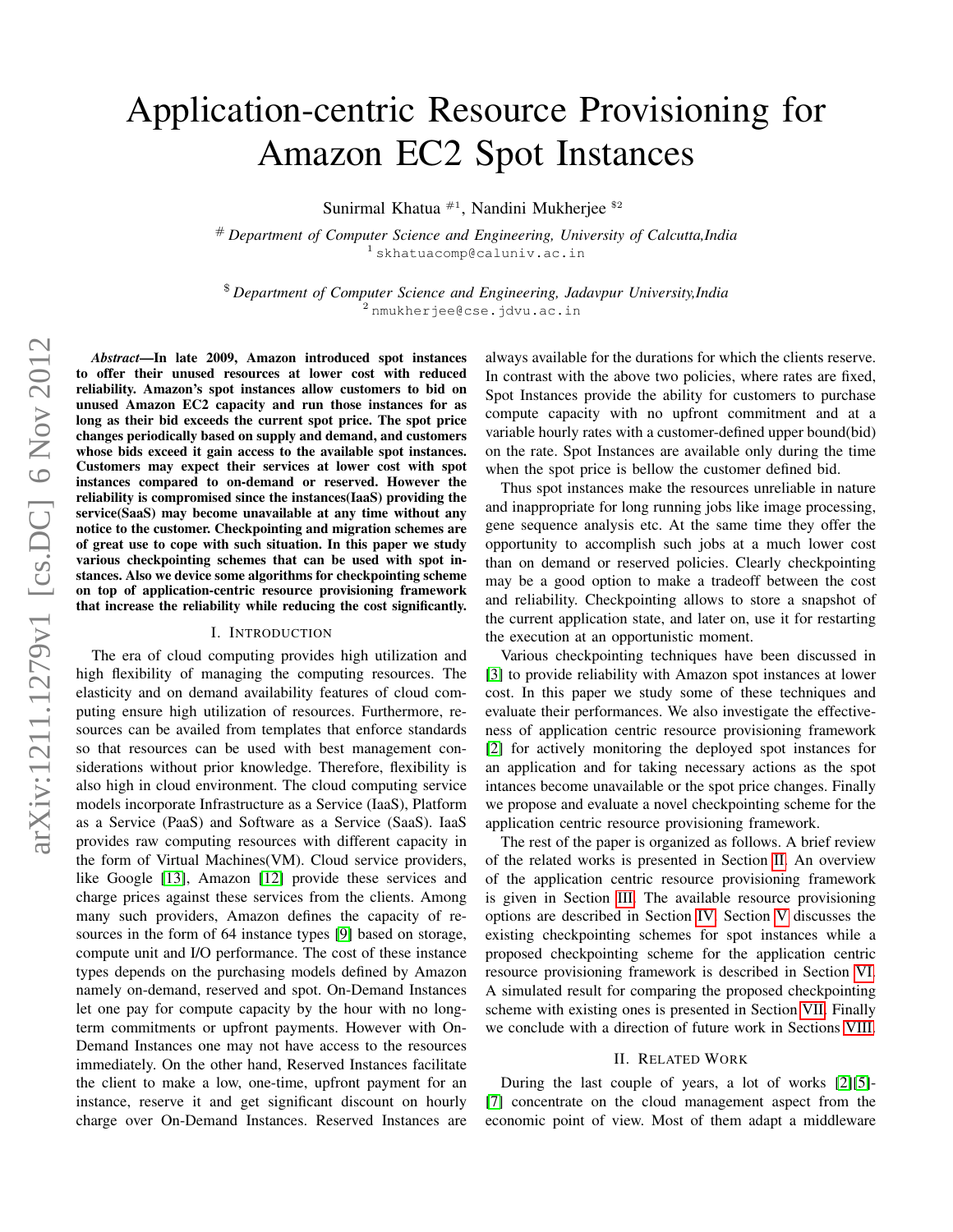# Application-centric Resource Provisioning for Amazon EC2 Spot Instances

Sunirmal Khatua #1, Nandini Mukherjee $2

# *Department of Computer Science and Engineering, University of Calcutta,India*
[1] skhatuacomp@caluniv.ac.in

$ *Department of Computer Science and Engineering, Jadavpur University,India*
[2] nmukherjee@cse.jdvu.ac.in

***Abstract*—In late 2009, Amazon introduced spot instances to offer their unused resources at lower cost with reduced reliability. Amazon's spot instances allow customers to bid on unused Amazon EC2 capacity and run those instances for as long as their bid exceeds the current spot price. The spot price changes periodically based on supply and demand, and customers whose bids exceed it gain access to the available spot instances. Customers may expect their services at lower cost with spot instances compared to on-demand or reserved. However the reliability is compromised since the instances(IaaS) providing the service(SaaS) may become unavailable at any time without any notice to the customer. Checkpointing and migration schemes are of great use to cope with such situation. In this paper we study various checkpointing schemes that can be used with spot instances. Also we device some algorithms for checkpointing scheme on top of application-centric resource provisioning framework that increase the reliability while reducing the cost significantly.**

## I. Introduction

The era of cloud computing provides high utilization and high flexibility of managing the computing resources. The elasticity and on demand availability features of cloud computing ensure high utilization of resources. Furthermore, resources can be availed from templates that enforce standards so that resources can be used with best management considerations without prior knowledge. Therefore, flexibility is also high in cloud environment. The cloud computing service models incorporate Infrastructure as a Service (IaaS), Platform as a Service (PaaS) and Software as a Service (SaaS). IaaS provides raw computing resources with different capacity in the form of Virtual Machines(VM). Cloud service providers, like Google [13], Amazon [12] provide these services and charge prices against these services from the clients. Among many such providers, Amazon defines the capacity of resources in the form of 64 instance types [9] based on storage, compute unit and I/O performance. The cost of these instance types depends on the purchasing models defined by Amazon namely on-demand, reserved and spot. On-Demand Instances let one pay for compute capacity by the hour with no long-term commitments or upfront payments. However with On-Demand Instances one may not have access to the resources immediately. On the other hand, Reserved Instances facilitate the client to make a low, one-time, upfront payment for an instance, reserve it and get significant discount on hourly charge over On-Demand Instances. Reserved Instances are always available for the durations for which the clients reserve. In contrast with the above two policies, where rates are fixed, Spot Instances provide the ability for customers to purchase compute capacity with no upfront commitment and at a variable hourly rates with a customer-defined upper bound(bid) on the rate. Spot Instances are available only during the time when the spot price is bellow the customer defined bid.

Thus spot instances make the resources unreliable in nature and inappropriate for long running jobs like image processing, gene sequence analysis etc. At the same time they offer the opportunity to accomplish such jobs at a much lower cost than on demand or reserved policies. Clearly checkpointing may be a good option to make a tradeoff between the cost and reliability. Checkpointing allows to store a snapshot of the current application state, and later on, use it for restarting the execution at an opportunistic moment.

Various checkpointing techniques have been discussed in [3] to provide reliability with Amazon spot instances at lower cost. In this paper we study some of these techniques and evaluate their performances. We also investigate the effectiveness of application centric resource provisioning framework [2] for actively monitoring the deployed spot instances for an application and for taking necessary actions as the spot intances become unavailable or the spot price changes. Finally we propose and evaluate a novel checkpointing scheme for the application centric resource provisioning framework.

The rest of the paper is organized as follows. A brief review of the related works is presented in Section II. An overview of the application centric resource provisioning framework is given in Section III. The available resource provisioning options are described in Section IV. Section V discusses the existing checkpointing schemes for spot instances while a proposed checkpointing scheme for the application centric resource provisioning framework is described in Section VI. A simulated result for comparing the proposed checkpointing scheme with existing ones is presented in Section VII. Finally we conclude with a direction of future work in Sections VIII.

## II. Related Work

During the last couple of years, a lot of works [2][5]-[7] concentrate on the cloud management aspect from the economic point of view. Most of them adapt a middleware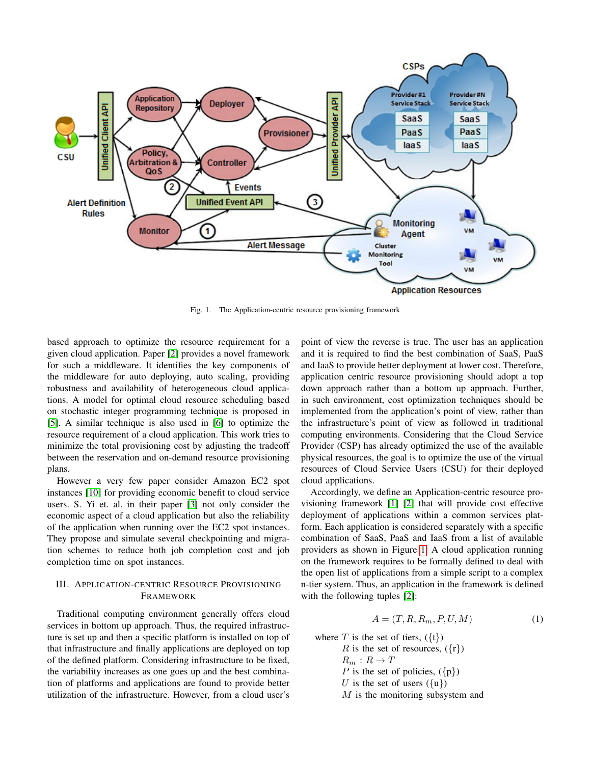Fig. 1. The Application-centric resource provisioning framework

based approach to optimize the resource requirement for a given cloud application. Paper [2] provides a novel framework for such a middleware. It identifies the key components of the middleware for auto deploying, auto scaling, providing robustness and availability of heterogeneous cloud applications. A model for optimal cloud resource scheduling based on stochastic integer programming technique is proposed in [5]. A similar technique is also used in [6] to optimize the resource requirement of a cloud application. This work tries to minimize the total provisioning cost by adjusting the tradeoff between the reservation and on-demand resource provisioning plans.

However a very few paper consider Amazon EC2 spot instances [10] for providing economic benefit to cloud service users. S. Yi et. al. in their paper [3] not only consider the economic aspect of a cloud application but also the reliability of the application when running over the EC2 spot instances. They propose and simulate several checkpointing and migration schemes to reduce both job completion cost and job completion time on spot instances.

## III. Application-centric Resource Provisioning Framework

Traditional computing environment generally offers cloud services in bottom up approach. Thus, the required infrastructure is set up and then a specific platform is installed on top of that infrastructure and finally applications are deployed on top of the defined platform. Considering infrastructure to be fixed, the variability increases as one goes up and the best combination of platforms and applications are found to provide better utilization of the infrastructure. However, from a cloud user's point of view the reverse is true. The user has an application and it is required to find the best combination of SaaS, PaaS and IaaS to provide better deployment at lower cost. Therefore, application centric resource provisioning should adopt a top down approach rather than a bottom up approach. Further, in such environment, cost optimization techniques should be implemented from the application's point of view, rather than the infrastructure's point of view as followed in traditional computing environments. Considering that the Cloud Service Provider (CSP) has already optimized the use of the available physical resources, the goal is to optimize the use of the virtual resources of Cloud Service Users (CSU) for their deployed cloud applications.

Accordingly, we define an Application-centric resource provisioning framework [1] [2] that will provide cost effective deployment of applications within a common services platform. Each application is considered separately with a specific combination of SaaS, PaaS and IaaS from a list of available providers as shown in Figure 1. A cloud application running on the framework requires to be formally defined to deal with the open list of applications from a simple script to a complex n-tier system. Thus, an application in the framework is defined with the following tuples [2]:

$$A = (T, R, R_m, P, U, M) \tag{1}$$

where $T$ is the set of tiers, ({t})
$R$ is the set of resources, ({r})
$R_m : R \rightarrow T$
$P$ is the set of policies, ({p})
$U$ is the set of users ({u})
$M$ is the monitoring subsystem and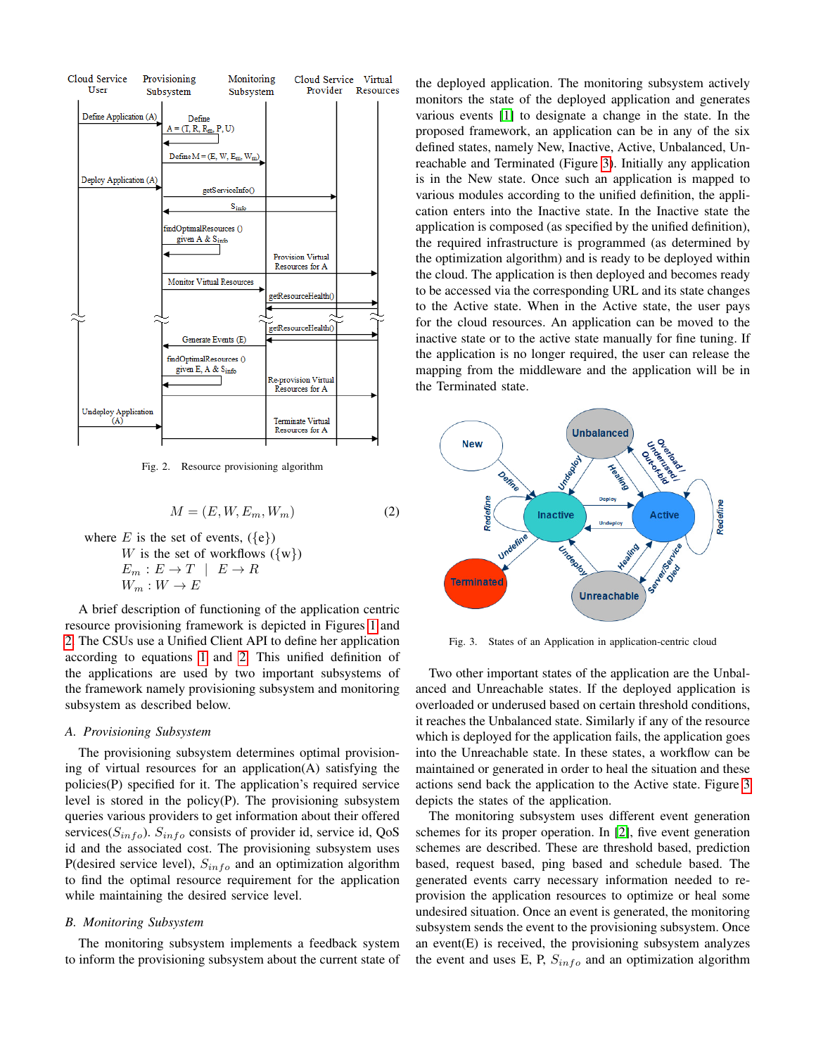Fig. 2. Resource provisioning algorithm

$$M = (E, W, E_m, W_m) \tag{2}$$

where $E$ is the set of events, ({e})
$W$ is the set of workflows ({w})
$E_m : E \rightarrow T \mid E \rightarrow R$
$W_m : W \rightarrow E$

A brief description of functioning of the application centric resource provisioning framework is depicted in Figures 1 and 2. The CSUs use a Unified Client API to define her application according to equations 1 and 2. This unified definition of the applications are used by two important subsystems of the framework namely provisioning subsystem and monitoring subsystem as described below.

### A. Provisioning Subsystem

The provisioning subsystem determines optimal provisioning of virtual resources for an application(A) satisfying the policies(P) specified for it. The application's required service level is stored in the policy(P). The provisioning subsystem queries various providers to get information about their offered services($S_{info}$). $S_{info}$ consists of provider id, service id, QoS id and the associated cost. The provisioning subsystem uses P(desired service level), $S_{info}$ and an optimization algorithm to find the optimal resource requirement for the application while maintaining the desired service level.

### B. Monitoring Subsystem

The monitoring subsystem implements a feedback system to inform the provisioning subsystem about the current state of the deployed application. The monitoring subsystem actively monitors the state of the deployed application and generates various events [1] to designate a change in the state. In the proposed framework, an application can be in any of the six defined states, namely New, Inactive, Active, Unbalanced, Unreachable and Terminated (Figure 3). Initially any application is in the New state. Once such an application is mapped to various modules according to the unified definition, the application enters into the Inactive state. In the Inactive state the application is composed (as specified by the unified definition), the required infrastructure is programmed (as determined by the optimization algorithm) and is ready to be deployed within the cloud. The application is then deployed and becomes ready to be accessed via the corresponding URL and its state changes to the Active state. When in the Active state, the user pays for the cloud resources. An application can be moved to the inactive state or to the active state manually for fine tuning. If the application is no longer required, the user can release the mapping from the middleware and the application will be in the Terminated state.

Fig. 3. States of an Application in application-centric cloud

Two other important states of the application are the Unbalanced and Unreachable states. If the deployed application is overloaded or underused based on certain threshold conditions, it reaches the Unbalanced state. Similarly if any of the resource which is deployed for the application fails, the application goes into the Unreachable state. In these states, a workflow can be maintained or generated in order to heal the situation and these actions send back the application to the Active state. Figure 3 depicts the states of the application.

The monitoring subsystem uses different event generation schemes for its proper operation. In [2], five event generation schemes are described. These are threshold based, prediction based, request based, ping based and schedule based. The generated events carry necessary information needed to re-provision the application resources to optimize or heal some undesired situation. Once an event is generated, the monitoring subsystem sends the event to the provisioning subsystem. Once an event(E) is received, the provisioning subsystem analyzes the event and uses E, P, $S_{info}$ and an optimization algorithm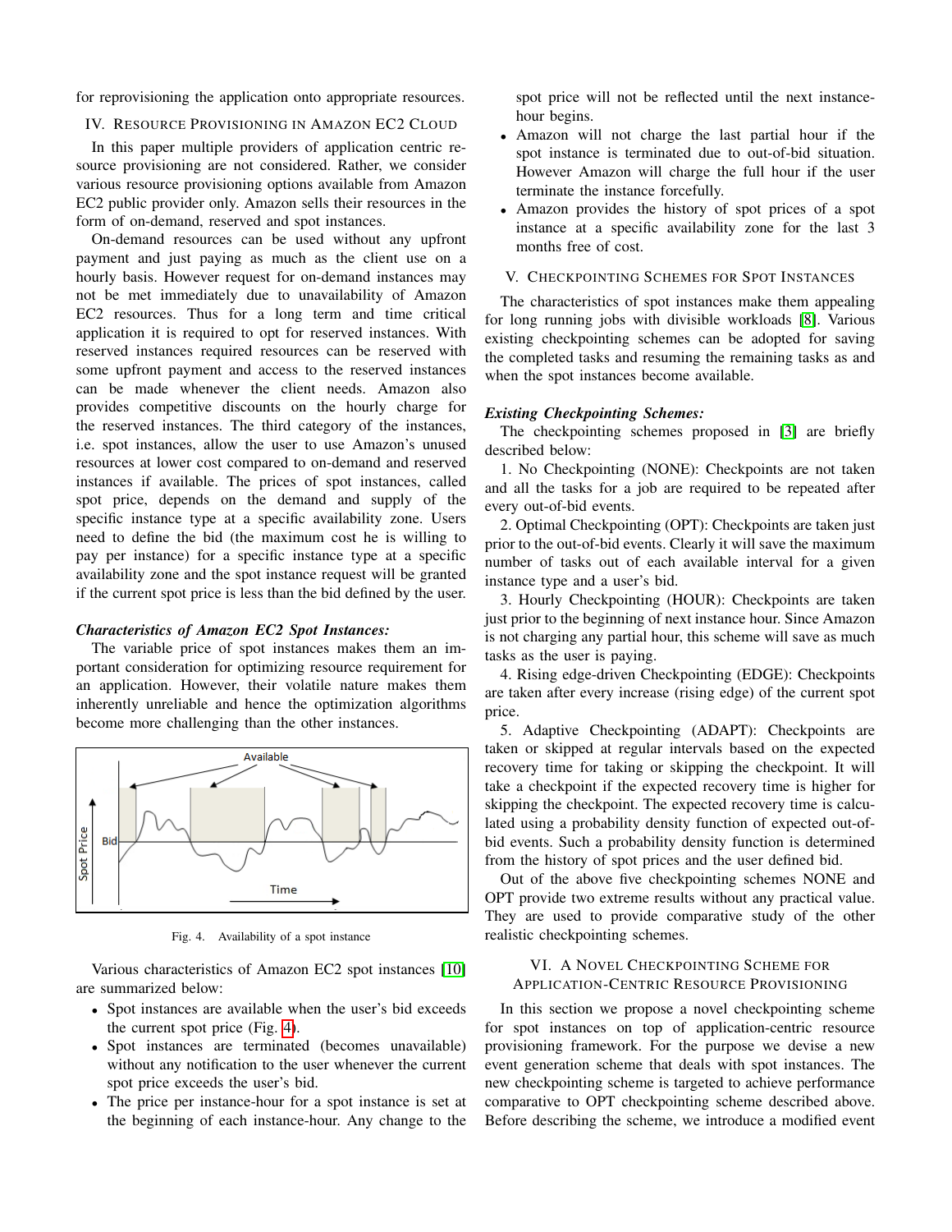for reprovisioning the application onto appropriate resources.

## IV. Resource Provisioning in Amazon EC2 Cloud

In this paper multiple providers of application centric resource provisioning are not considered. Rather, we consider various resource provisioning options available from Amazon EC2 public provider only. Amazon sells their resources in the form of on-demand, reserved and spot instances.

On-demand resources can be used without any upfront payment and just paying as much as the client use on a hourly basis. However request for on-demand instances may not be met immediately due to unavailability of Amazon EC2 resources. Thus for a long term and time critical application it is required to opt for reserved instances. With reserved instances required resources can be reserved with some upfront payment and access to the reserved instances can be made whenever the client needs. Amazon also provides competitive discounts on the hourly charge for the reserved instances. The third category of the instances, i.e. spot instances, allow the user to use Amazon's unused resources at lower cost compared to on-demand and reserved instances if available. The prices of spot instances, called spot price, depends on the demand and supply of the specific instance type at a specific availability zone. Users need to define the bid (the maximum cost he is willing to pay per instance) for a specific instance type at a specific availability zone and the spot instance request will be granted if the current spot price is less than the bid defined by the user.

***Characteristics of Amazon EC2 Spot Instances:***

The variable price of spot instances makes them an important consideration for optimizing resource requirement for an application. However, their volatile nature makes them inherently unreliable and hence the optimization algorithms become more challenging than the other instances.

Fig. 4. Availability of a spot instance

Various characteristics of Amazon EC2 spot instances [10] are summarized below:

- Spot instances are available when the user's bid exceeds the current spot price (Fig. 4).
- Spot instances are terminated (becomes unavailable) without any notification to the user whenever the current spot price exceeds the user's bid.
- The price per instance-hour for a spot instance is set at the beginning of each instance-hour. Any change to the spot price will not be reflected until the next instance-hour begins.
- Amazon will not charge the last partial hour if the spot instance is terminated due to out-of-bid situation. However Amazon will charge the full hour if the user terminate the instance forcefully.
- Amazon provides the history of spot prices of a spot instance at a specific availability zone for the last 3 months free of cost.

## V. Checkpointing Schemes for Spot Instances

The characteristics of spot instances make them appealing for long running jobs with divisible workloads [8]. Various existing checkpointing schemes can be adopted for saving the completed tasks and resuming the remaining tasks as and when the spot instances become available.

***Existing Checkpointing Schemes:***

The checkpointing schemes proposed in [3] are briefly described below:

1. No Checkpointing (NONE): Checkpoints are not taken and all the tasks for a job are required to be repeated after every out-of-bid events.

2. Optimal Checkpointing (OPT): Checkpoints are taken just prior to the out-of-bid events. Clearly it will save the maximum number of tasks out of each available interval for a given instance type and a user's bid.

3. Hourly Checkpointing (HOUR): Checkpoints are taken just prior to the beginning of next instance hour. Since Amazon is not charging any partial hour, this scheme will save as much tasks as the user is paying.

4. Rising edge-driven Checkpointing (EDGE): Checkpoints are taken after every increase (rising edge) of the current spot price.

5. Adaptive Checkpointing (ADAPT): Checkpoints are taken or skipped at regular intervals based on the expected recovery time for taking or skipping the checkpoint. It will take a checkpoint if the expected recovery time is higher for skipping the checkpoint. The expected recovery time is calculated using a probability density function of expected out-of-bid events. Such a probability density function is determined from the history of spot prices and the user defined bid.

Out of the above five checkpointing schemes NONE and OPT provide two extreme results without any practical value. They are used to provide comparative study of the other realistic checkpointing schemes.

## VI. A Novel Checkpointing Scheme for Application-Centric Resource Provisioning

In this section we propose a novel checkpointing scheme for spot instances on top of application-centric resource provisioning framework. For the purpose we devise a new event generation scheme that deals with spot instances. The new checkpointing scheme is targeted to achieve performance comparative to OPT checkpointing scheme described above. Before describing the scheme, we introduce a modified event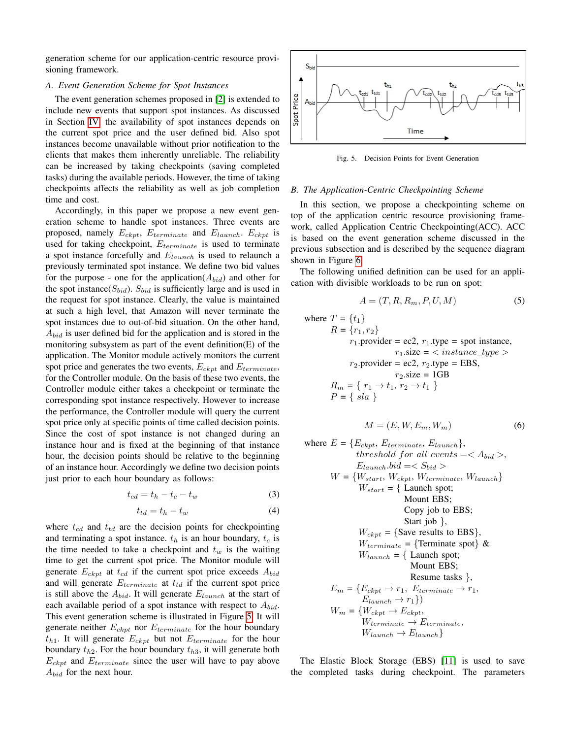generation scheme for our application-centric resource provisioning framework.

### A. Event Generation Scheme for Spot Instances

The event generation schemes proposed in [2] is extended to include new events that support spot instances. As discussed in Section IV, the availability of spot instances depends on the current spot price and the user defined bid. Also spot instances become unavailable without prior notification to the clients that makes them inherently unreliable. The reliability can be increased by taking checkpoints (saving completed tasks) during the available periods. However, the time of taking checkpoints affects the reliability as well as job completion time and cost.

Accordingly, in this paper we propose a new event generation scheme to handle spot instances. Three events are proposed, namely $E_{ckpt}$, $E_{terminate}$ and $E_{launch}$. $E_{ckpt}$ is used for taking checkpoint, $E_{terminate}$ is used to terminate a spot instance forcefully and $E_{launch}$ is used to relaunch a previously terminated spot instance. We define two bid values for the purpose - one for the application($A_{bid}$) and other for the spot instance($S_{bid}$). $S_{bid}$ is sufficiently large and is used in the request for spot instance. Clearly, the value is maintained at such a high level, that Amazon will never terminate the spot instances due to out-of-bid situation. On the other hand, $A_{bid}$ is user defined bid for the application and is stored in the monitoring subsystem as part of the event definition(E) of the application. The Monitor module actively monitors the current spot price and generates the two events, $E_{ckpt}$ and $E_{terminate}$, for the Controller module. On the basis of these two events, the Controller module either takes a checkpoint or terminate the corresponding spot instance respectively. However to increase the performance, the Controller module will query the current spot price only at specific points of time called decision points. Since the cost of spot instance is not changed during an instance hour and is fixed at the beginning of that instance hour, the decision points should be relative to the beginning of an instance hour. Accordingly we define two decision points just prior to each hour boundary as follows:

$$t_{cd} = t_h - t_c - t_w \tag{3}$$

$$t_{td} = t_h - t_w \tag{4}$$

where $t_{cd}$ and $t_{td}$ are the decision points for checkpointing and terminating a spot instance. $t_h$ is an hour boundary, $t_c$ is the time needed to take a checkpoint and $t_w$ is the waiting time to get the current spot price. The Monitor module will generate $E_{ckpt}$ at $t_{cd}$ if the current spot price exceeds $A_{bid}$ and will generate $E_{terminate}$ at $t_{td}$ if the current spot price is still above the $A_{bid}$. It will generate $E_{launch}$ at the start of each available period of a spot instance with respect to $A_{bid}$. This event generation scheme is illustrated in Figure 5. It will generate neither $E_{ckpt}$ nor $E_{terminate}$ for the hour boundary $t_{h1}$. It will generate $E_{ckpt}$ but not $E_{terminate}$ for the hour boundary $t_{h2}$. For the hour boundary $t_{h3}$, it will generate both $E_{ckpt}$ and $E_{terminate}$ since the user will have to pay above $A_{bid}$ for the next hour.

Fig. 5. Decision Points for Event Generation

### B. The Application-Centric Checkpointing Scheme

In this section, we propose a checkpointing scheme on top of the application centric resource provisioning framework, called Application Centric Checkpointing(ACC). ACC is based on the event generation scheme discussed in the previous subsection and is described by the sequence diagram shown in Figure 6.

The following unified definition can be used for an application with divisible workloads to be run on spot:

$$A = (T, R, R_m, P, U, M) \tag{5}$$

where $T = \{t_1\}$
$R = \{r_1, r_2\}$
$r_1$.provider = ec2, $r_1$.type = spot instance, $r_1$.size = $< instance\_type >$
$r_2$.provider = ec2, $r_2$.type = EBS, $r_2$.size = 1GB
$R_m = \{\ r_1 \rightarrow t_1,\ r_2 \rightarrow t_1\ \}$
$P = \{\ sla\ \}$

$$M = (E, W, E_m, W_m) \tag{6}$$

where $E = \{E_{ckpt},\ E_{terminate},\ E_{launch}\}$,
$threshold\ for\ all\ events = < A_{bid} >$,
$E_{launch}.bid = < S_{bid} >$
$W = \{W_{start},\ W_{ckpt},\ W_{terminate},\ W_{launch}\}$
$W_{start}$ = { Launch spot; Mount EBS; Copy job to EBS; Start job },
$W_{ckpt}$ = {Save results to EBS},
$W_{terminate}$ = {Terminate spot} &
$W_{launch}$ = { Launch spot; Mount EBS; Resume tasks },
$E_m = \{E_{ckpt} \rightarrow r_1,\ E_{terminate} \rightarrow r_1,\ E_{launch} \rightarrow r_1\})$
$W_m = \{W_{ckpt} \rightarrow E_{ckpt},\ W_{terminate} \rightarrow E_{terminate},\ W_{launch} \rightarrow E_{launch}\}$

The Elastic Block Storage (EBS) [11] is used to save the completed tasks during checkpoint. The parameters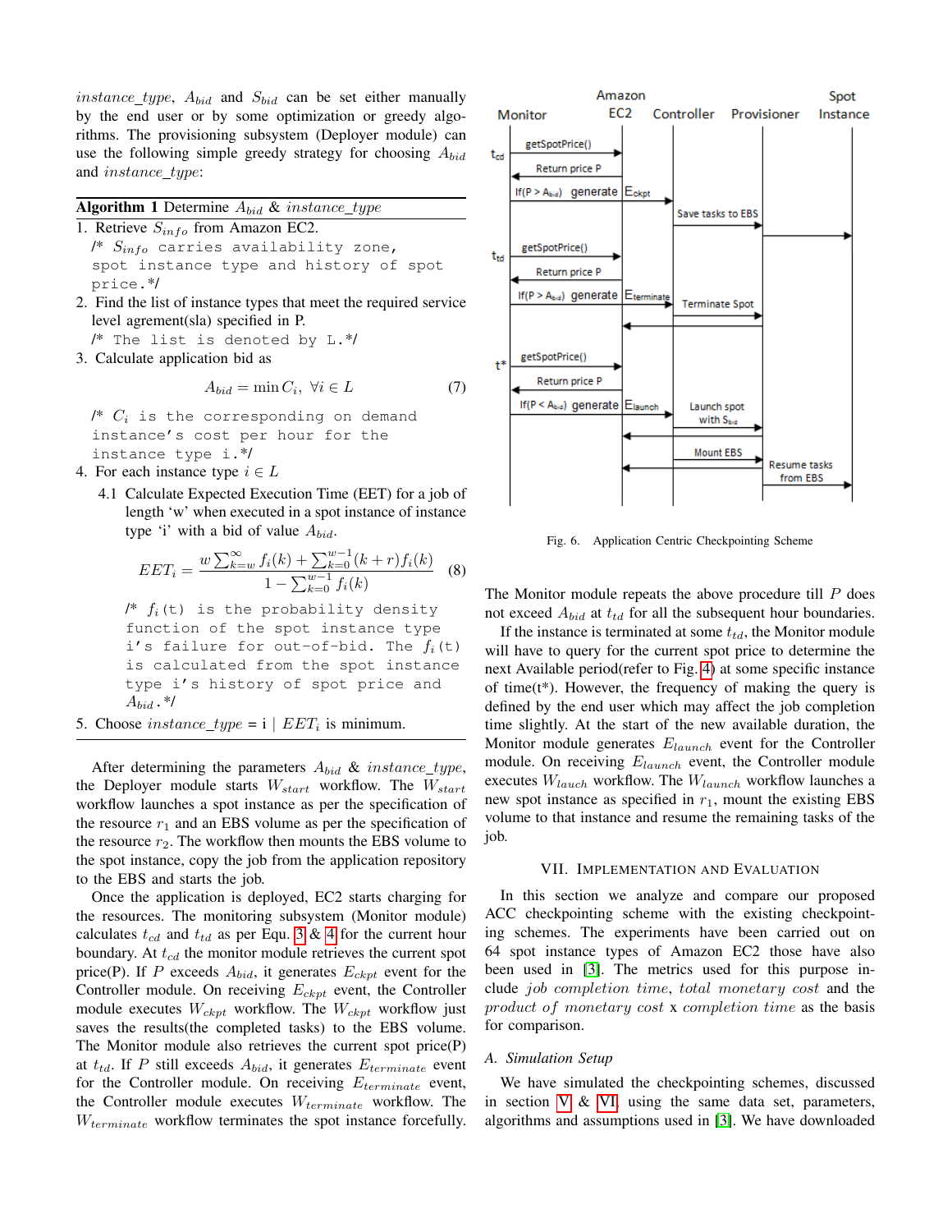*instance_type*, $A_{bid}$ and $S_{bid}$ can be set either manually by the end user or by some optimization or greedy algorithms. The provisioning subsystem (Deployer module) can use the following simple greedy strategy for choosing $A_{bid}$ and *instance_type*:

**Algorithm 1** Determine $A_{bid}$ & *instance_type*

1. Retrieve $S_{info}$ from Amazon EC2.
   /* $S_{info}$ carries availability zone, spot instance type and history of spot price.*/
2. Find the list of instance types that meet the required service level agrement(sla) specified in P.
   /* The list is denoted by L.*/
3. Calculate application bid as

$$A_{bid} = \min C_i, \ \forall i \in L \tag{7}$$

   /* $C_i$ is the corresponding on demand instance's cost per hour for the instance type i.*/
4. For each instance type $i \in L$
   4.1 Calculate Expected Execution Time (EET) for a job of length 'w' when executed in a spot instance of instance type 'i' with a bid of value $A_{bid}$.

$$EET_i = \frac{w\sum_{k=w}^{\infty} f_i(k) + \sum_{k=0}^{w-1}(k+r)f_i(k)}{1 - \sum_{k=0}^{w-1} f_i(k)} \tag{8}$$

   /* $f_i$(t) is the probability density function of the spot instance type i's failure for out-of-bid. The $f_i$(t) is calculated from the spot instance type i's history of spot price and $A_{bid}$.*/
5. Choose *instance_type* = i | $EET_i$ is minimum.

After determining the parameters $A_{bid}$ & *instance_type*, the Deployer module starts $W_{start}$ workflow. The $W_{start}$ workflow launches a spot instance as per the specification of the resource $r_1$ and an EBS volume as per the specification of the resource $r_2$. The workflow then mounts the EBS volume to the spot instance, copy the job from the application repository to the EBS and starts the job.

Once the application is deployed, EC2 starts charging for the resources. The monitoring subsystem (Monitor module) calculates $t_{cd}$ and $t_{td}$ as per Equ. 3 & 4 for the current hour boundary. At $t_{cd}$ the monitor module retrieves the current spot price(P). If $P$ exceeds $A_{bid}$, it generates $E_{ckpt}$ event for the Controller module. On receiving $E_{ckpt}$ event, the Controller module executes $W_{ckpt}$ workflow. The $W_{ckpt}$ workflow just saves the results(the completed tasks) to the EBS volume. The Monitor module also retrieves the current spot price(P) at $t_{td}$. If $P$ still exceeds $A_{bid}$, it generates $E_{terminate}$ event for the Controller module. On receiving $E_{terminate}$ event, the Controller module executes $W_{terminate}$ workflow. The $W_{terminate}$ workflow terminates the spot instance forcefully.

Fig. 6. Application Centric Checkpointing Scheme

The Monitor module repeats the above procedure till $P$ does not exceed $A_{bid}$ at $t_{td}$ for all the subsequent hour boundaries.

If the instance is terminated at some $t_{td}$, the Monitor module will have to query for the current spot price to determine the next Available period(refer to Fig. 4) at some specific instance of time(t*). However, the frequency of making the query is defined by the end user which may affect the job completion time slightly. At the start of the new available duration, the Monitor module generates $E_{launch}$ event for the Controller module. On receiving $E_{launch}$ event, the Controller module executes $W_{lauch}$ workflow. The $W_{launch}$ workflow launches a new spot instance as specified in $r_1$, mount the existing EBS volume to that instance and resume the remaining tasks of the job.

## VII. Implementation and Evaluation

In this section we analyze and compare our proposed ACC checkpointing scheme with the existing checkpointing schemes. The experiments have been carried out on 64 spot instance types of Amazon EC2 those have also been used in [3]. The metrics used for this purpose include *job completion time*, *total monetary cost* and the *product of monetary cost* x *completion time* as the basis for comparison.

### A. Simulation Setup

We have simulated the checkpointing schemes, discussed in section V & VI using the same data set, parameters, algorithms and assumptions used in [3]. We have downloaded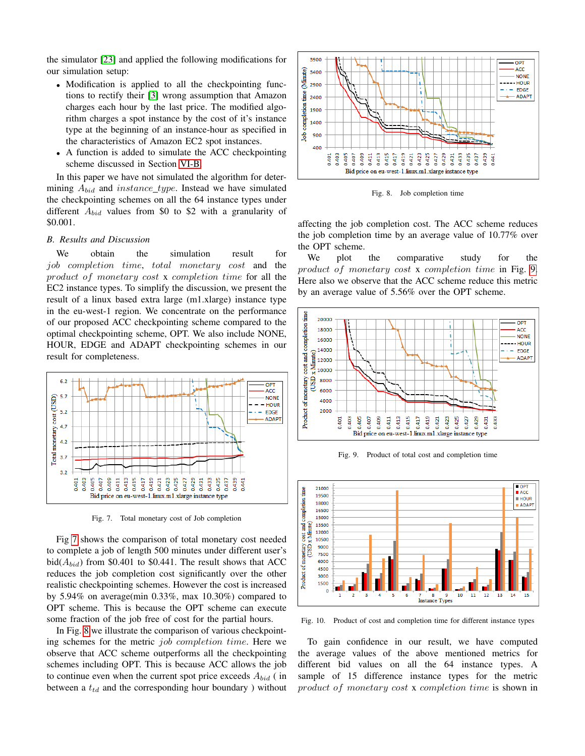the simulator [23] and applied the following modifications for our simulation setup:

- Modification is applied to all the checkpointing functions to rectify their [3] wrong assumption that Amazon charges each hour by the last price. The modified algorithm charges a spot instance by the cost of it's instance type at the beginning of an instance-hour as specified in the characteristics of Amazon EC2 spot instances.
- A function is added to simulate the ACC checkpointing scheme discussed in Section VI-B.

In this paper we have not simulated the algorithm for determining $A_{bid}$ and $instance\_type$. Instead we have simulated the checkpointing schemes on all the 64 instance types under different $A_{bid}$ values from $0 to $2 with a granularity of $0.001.

### B. Results and Discussion

We obtain the simulation result for *job completion time*, *total monetary cost* and the *product of monetary cost* x *completion time* for all the EC2 instance types. To simplify the discussion, we present the result of a linux based extra large (m1.xlarge) performance type in the eu-west-1 region. We concentrate on the performance of our proposed ACC checkpointing scheme compared to the optimal checkpointing scheme, OPT. We also include NONE, HOUR, EDGE and ADAPT checkpointing schemes in our result for completeness.

Fig. 7. Total monetary cost of Job completion

Fig 7 shows the comparison of total monetary cost needed to complete a job of length 500 minutes under different user's bid($A_{bid}$) from $0.401 to $0.441. The result shows that ACC reduces the job completion cost significantly over the other realistic checkpointing schemes. However the cost is increased by 5.94% on average(min 0.33%, max 10.30%) compared to OPT scheme. This is because the OPT scheme can execute some fraction of the job free of cost for the partial hours.

In Fig. 8 we illustrate the comparison of various checkpointing schemes for the metric *job completion time*. Here we observe that ACC scheme outperforms all the checkpointing schemes including OPT. This is because ACC allows the job to continue even when the current spot price exceeds $A_{bid}$ ( in between a $t_{td}$ and the corresponding hour boundary ) without

Fig. 8. Job completion time

affecting the job completion cost. The ACC scheme reduces the job completion time by an average value of 10.77% over the OPT scheme.

We plot the comparative study for the *product of monetary cost* x *completion time* in Fig. 9. Here also we observe that the ACC scheme reduce this metric by an average value of 5.56% over the OPT scheme.

Fig. 9. Product of total cost and completion time

Fig. 10. Product of cost and completion time for different instance types

To gain confidence in our result, we have computed the average values of the above mentioned metrics for different bid values on all the 64 instance types. A sample of 15 difference instance types for the metric *product of monetary cost* x *completion time* is shown in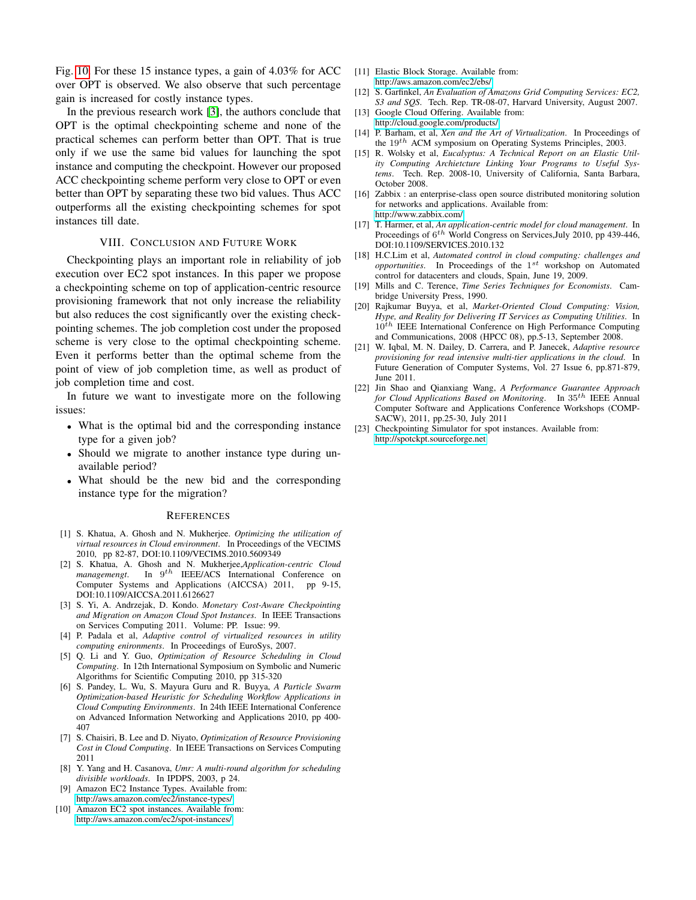Fig. 10. For these 15 instance types, a gain of 4.03% for ACC over OPT is observed. We also observe that such percentage gain is increased for costly instance types.

In the previous research work [3], the authors conclude that OPT is the optimal checkpointing scheme and none of the practical schemes can perform better than OPT. That is true only if we use the same bid values for launching the spot instance and computing the checkpoint. However our proposed ACC checkpointing scheme perform very close to OPT or even better than OPT by separating these two bid values. Thus ACC outperforms all the existing checkpointing schemes for spot instances till date.

## VIII. Conclusion and Future Work

Checkpointing plays an important role in reliability of job execution over EC2 spot instances. In this paper we propose a checkpointing scheme on top of application-centric resource provisioning framework that not only increase the reliability but also reduces the cost significantly over the existing checkpointing schemes. The job completion cost under the proposed scheme is very close to the optimal checkpointing scheme. Even it performs better than the optimal scheme from the point of view of job completion time, as well as product of job completion time and cost.

In future we want to investigate more on the following issues:

- What is the optimal bid and the corresponding instance type for a given job?
- Should we migrate to another instance type during unavailable period?
- What should be the new bid and the corresponding instance type for the migration?

## References

[1] S. Khatua, A. Ghosh and N. Mukherjee. *Optimizing the utilization of virtual resources in Cloud environment*. In Proceedings of the VECIMS 2010, pp 82-87, DOI:10.1109/VECIMS.2010.5609349

[2] S. Khatua, A. Ghosh and N. Mukherjee,*Application-centric Cloud managemengt*. In $9^{th}$ IEEE/ACS International Conference on Computer Systems and Applications (AICCSA) 2011, pp 9-15, DOI:10.1109/AICCSA.2011.6126627

[3] S. Yi, A. Andrzejak, D. Kondo. *Monetary Cost-Aware Checkpointing and Migration on Amazon Cloud Spot Instances*. In IEEE Transactions on Services Computing 2011. Volume: PP. Issue: 99.

[4] P. Padala et al, *Adaptive control of virtualized resources in utility computing enironments*. In Proceedings of EuroSys, 2007.

[5] Q. Li and Y. Guo, *Optimization of Resource Scheduling in Cloud Computing*. In 12th International Symposium on Symbolic and Numeric Algorithms for Scientific Computing 2010, pp 315-320

[6] S. Pandey, L. Wu, S. Mayura Guru and R. Buyya, *A Particle Swarm Optimization-based Heuristic for Scheduling Workflow Applications in Cloud Computing Environments*. In 24th IEEE International Conference on Advanced Information Networking and Applications 2010, pp 400-407

[7] S. Chaisiri, B. Lee and D. Niyato, *Optimization of Resource Provisioning Cost in Cloud Computing*. In IEEE Transactions on Services Computing 2011

[8] Y. Yang and H. Casanova, *Umr: A multi-round algorithm for scheduling divisible workloads*. In IPDPS, 2003, p 24.

[9] Amazon EC2 Instance Types. Available from: http://aws.amazon.com/ec2/instance-types/

[10] Amazon EC2 spot instances. Available from: http://aws.amazon.com/ec2/spot-instances/

[11] Elastic Block Storage. Available from: http://aws.amazon.com/ec2/ebs/

[12] S. Garfinkel, *An Evaluation of Amazons Grid Computing Services: EC2, S3 and SQS*. Tech. Rep. TR-08-07, Harvard University, August 2007.

[13] Google Cloud Offering. Available from: http://cloud.google.com/products/

[14] P. Barham, et al, *Xen and the Art of Virtualization*. In Proceedings of the $19^{th}$ ACM symposium on Operating Systems Principles, 2003.

[15] R. Wolsky et al, *Eucalyptus: A Technical Report on an Elastic Utility Computing Archietcture Linking Your Programs to Useful Systems*. Tech. Rep. 2008-10, University of California, Santa Barbara, October 2008.

[16] Zabbix : an enterprise-class open source distributed monitoring solution for networks and applications. Available from: http://www.zabbix.com/

[17] T. Harmer, et al, *An application-centric model for cloud management*. In Proceedings of $6^{th}$ World Congress on Services,July 2010, pp 439-446, DOI:10.1109/SERVICES.2010.132

[18] H.C.Lim et al, *Automated control in cloud computing: challenges and opportunities*. In Proceedings of the $1^{st}$ workshop on Automated control for datacenters and clouds, Spain, June 19, 2009.

[19] Mills and C. Terence, *Time Series Techniques for Economists*. Cambridge University Press, 1990.

[20] Rajkumar Buyya, et al, *Market-Oriented Cloud Computing: Vision, Hype, and Reality for Delivering IT Services as Computing Utilities*. In $10^{th}$ IEEE International Conference on High Performance Computing and Communications, 2008 (HPCC 08), pp.5-13, September 2008.

[21] W. Iqbal, M. N. Dailey, D. Carrera, and P. Janecek, *Adaptive resource provisioning for read intensive multi-tier applications in the cloud*. In Future Generation of Computer Systems, Vol. 27 Issue 6, pp.871-879, June 2011.

[22] Jin Shao and Qianxiang Wang, *A Performance Guarantee Approach for Cloud Applications Based on Monitoring*. In $35^{th}$ IEEE Annual Computer Software and Applications Conference Workshops (COMPSACW), 2011, pp.25-30, July 2011

[23] Checkpointing Simulator for spot instances. Available from: http://spotckpt.sourceforge.net